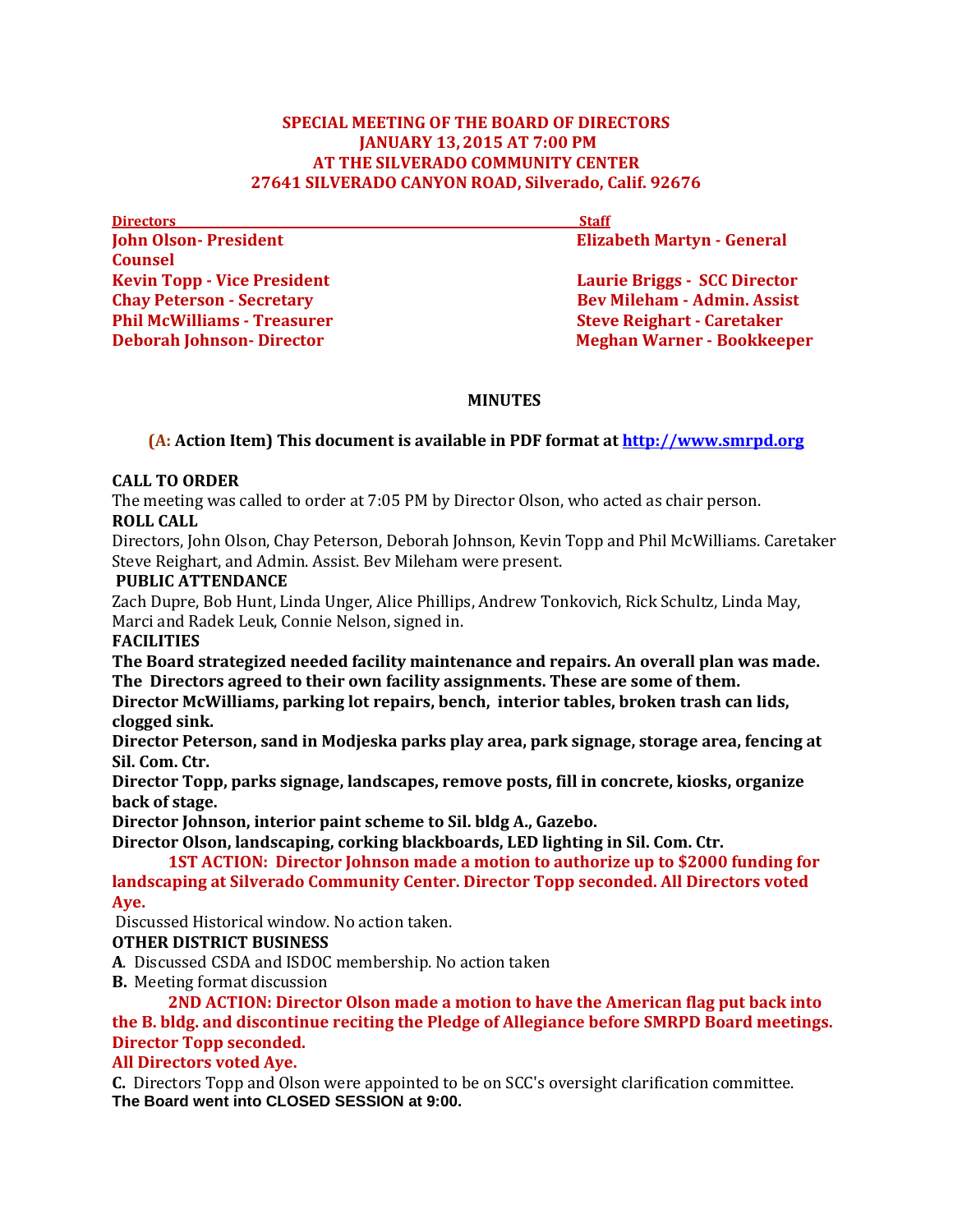**SPECIAL MEETING OF THE BOARD OF DIRECTORS**
**JANUARY 13, 2015 AT 7:00 PM**
**AT THE SILVERADO COMMUNITY CENTER**
**27641 SILVERADO CANYON ROAD, Silverado, Calif. 92676**

| Directors | Staff |
|---|---|
| **John Olson- President** | **Elizabeth Martyn - General Counsel** |
| **Kevin Topp - Vice President** | **Laurie Briggs - SCC Director** |
| **Chay Peterson - Secretary** | **Bev Mileham - Admin. Assist** |
| **Phil McWilliams - Treasurer** | **Steve Reighart - Caretaker** |
| **Deborah Johnson- Director** | **Meghan Warner - Bookkeeper** |

**MINUTES**

**(A: Action Item) This document is available in PDF format at http://www.smrpd.org**

**CALL TO ORDER**

The meeting was called to order at 7:05 PM by Director Olson, who acted as chair person.

**ROLL CALL**

Directors, John Olson, Chay Peterson, Deborah Johnson, Kevin Topp and Phil McWilliams. Caretaker Steve Reighart, and Admin. Assist. Bev Mileham were present.

**PUBLIC ATTENDANCE**

Zach Dupre, Bob Hunt, Linda Unger, Alice Phillips, Andrew Tonkovich, Rick Schultz, Linda May, Marci and Radek Leuk, Connie Nelson, signed in.

**FACILITIES**

**The Board strategized needed facility maintenance and repairs. An overall plan was made. The Directors agreed to their own facility assignments. These are some of them.**

**Director McWilliams, parking lot repairs, bench, interior tables, broken trash can lids, clogged sink.**

**Director Peterson, sand in Modjeska parks play area, park signage, storage area, fencing at Sil. Com. Ctr.**

**Director Topp, parks signage, landscapes, remove posts, fill in concrete, kiosks, organize back of stage.**

**Director Johnson, interior paint scheme to Sil. bldg A., Gazebo.**

**Director Olson, landscaping, corking blackboards, LED lighting in Sil. Com. Ctr.**

**1ST ACTION: Director Johnson made a motion to authorize up to $2000 funding for landscaping at Silverado Community Center. Director Topp seconded. All Directors voted Aye.**

Discussed Historical window. No action taken.

**OTHER DISTRICT BUSINESS**

**A**. Discussed CSDA and ISDOC membership. No action taken

**B.** Meeting format discussion

**2ND ACTION: Director Olson made a motion to have the American flag put back into the B. bldg. and discontinue reciting the Pledge of Allegiance before SMRPD Board meetings. Director Topp seconded.**

**All Directors voted Aye.**

**C.** Directors Topp and Olson were appointed to be on SCC's oversight clarification committee.

**The Board went into CLOSED SESSION at 9:00.**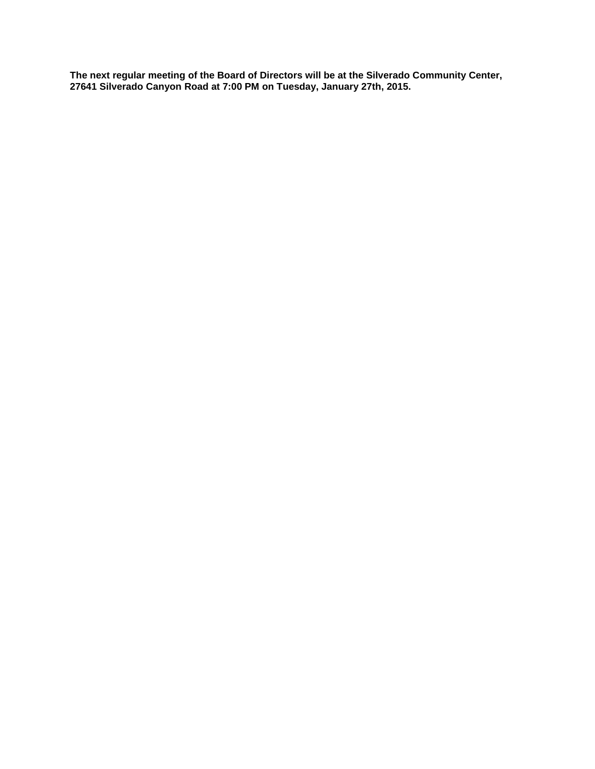**The next regular meeting of the Board of Directors will be at the Silverado Community Center, 27641 Silverado Canyon Road at 7:00 PM on Tuesday, January 27th, 2015.**